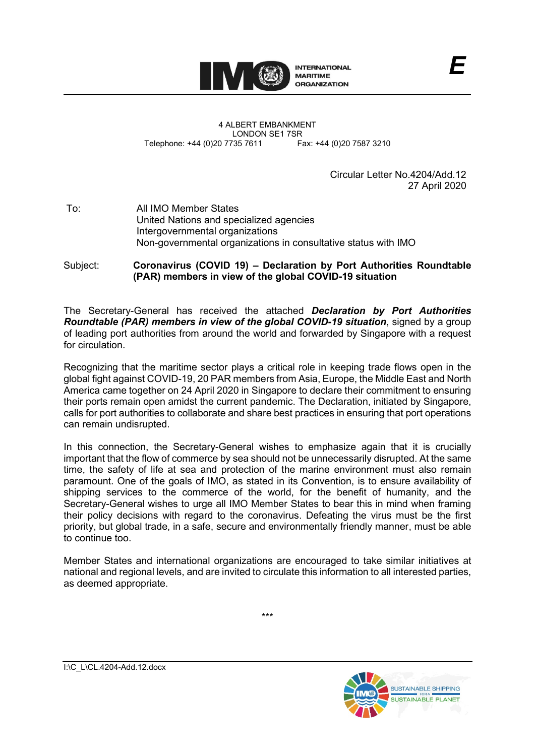INTERNATIONAL MARITIME ORGANIZATION

**E**

4 ALBERT EMBANKMENT
LONDON SE1 7SR
Telephone: +44 (0)20 7735 7611 Fax: +44 (0)20 7587 3210

Circular Letter No.4204/Add.12
27 April 2020

To: All IMO Member States
United Nations and specialized agencies
Intergovernmental organizations
Non-governmental organizations in consultative status with IMO

Subject: **Coronavirus (COVID 19) – Declaration by Port Authorities Roundtable (PAR) members in view of the global COVID-19 situation**

The Secretary-General has received the attached ***Declaration by Port Authorities Roundtable (PAR) members in view of the global COVID-19 situation***, signed by a group of leading port authorities from around the world and forwarded by Singapore with a request for circulation.

Recognizing that the maritime sector plays a critical role in keeping trade flows open in the global fight against COVID-19, 20 PAR members from Asia, Europe, the Middle East and North America came together on 24 April 2020 in Singapore to declare their commitment to ensuring their ports remain open amidst the current pandemic. The Declaration, initiated by Singapore, calls for port authorities to collaborate and share best practices in ensuring that port operations can remain undisrupted.

In this connection, the Secretary-General wishes to emphasize again that it is crucially important that the flow of commerce by sea should not be unnecessarily disrupted. At the same time, the safety of life at sea and protection of the marine environment must also remain paramount. One of the goals of IMO, as stated in its Convention, is to ensure availability of shipping services to the commerce of the world, for the benefit of humanity, and the Secretary-General wishes to urge all IMO Member States to bear this in mind when framing their policy decisions with regard to the coronavirus. Defeating the virus must be the first priority, but global trade, in a safe, secure and environmentally friendly manner, must be able to continue too.

Member States and international organizations are encouraged to take similar initiatives at national and regional levels, and are invited to circulate this information to all interested parties, as deemed appropriate.

***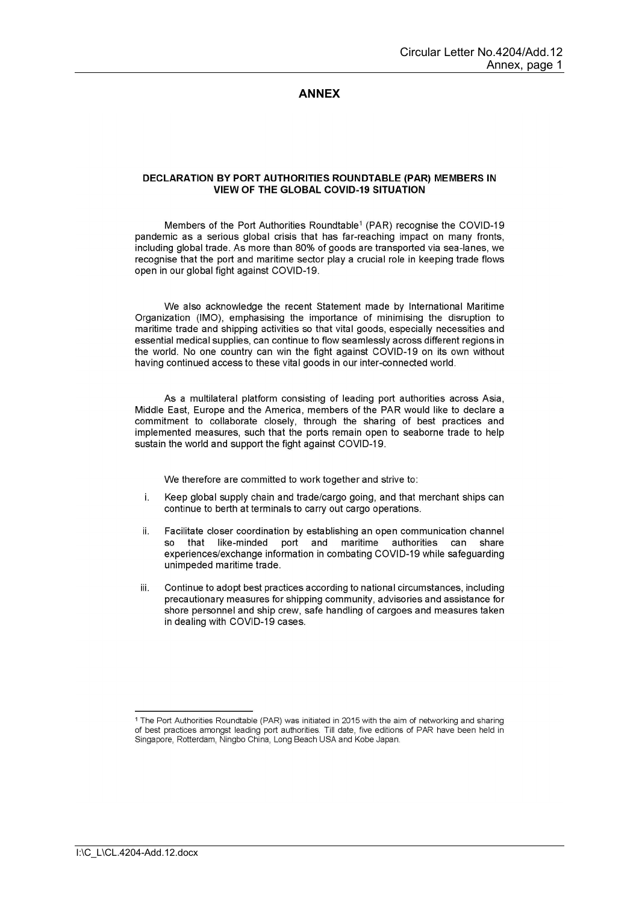# ANNEX

## DECLARATION BY PORT AUTHORITIES ROUNDTABLE (PAR) MEMBERS IN VIEW OF THE GLOBAL COVID-19 SITUATION

Members of the Port Authorities Roundtable[1] (PAR) recognise the COVID-19 pandemic as a serious global crisis that has far-reaching impact on many fronts, including global trade. As more than 80% of goods are transported via sea-lanes, we recognise that the port and maritime sector play a crucial role in keeping trade flows open in our global fight against COVID-19.

We also acknowledge the recent Statement made by International Maritime Organization (IMO), emphasising the importance of minimising the disruption to maritime trade and shipping activities so that vital goods, especially necessities and essential medical supplies, can continue to flow seamlessly across different regions in the world. No one country can win the fight against COVID-19 on its own without having continued access to these vital goods in our inter-connected world.

As a multilateral platform consisting of leading port authorities across Asia, Middle East, Europe and the America, members of the PAR would like to declare a commitment to collaborate closely, through the sharing of best practices and implemented measures, such that the ports remain open to seaborne trade to help sustain the world and support the fight against COVID-19.

We therefore are committed to work together and strive to:

i. Keep global supply chain and trade/cargo going, and that merchant ships can continue to berth at terminals to carry out cargo operations.

ii. Facilitate closer coordination by establishing an open communication channel so that like-minded port and maritime authorities can share experiences/exchange information in combating COVID-19 while safeguarding unimpeded maritime trade.

iii. Continue to adopt best practices according to national circumstances, including precautionary measures for shipping community, advisories and assistance for shore personnel and ship crew, safe handling of cargoes and measures taken in dealing with COVID-19 cases.

---

[1] The Port Authorities Roundtable (PAR) was initiated in 2015 with the aim of networking and sharing of best practices amongst leading port authorities. Till date, five editions of PAR have been held in Singapore, Rotterdam, Ningbo China, Long Beach USA and Kobe Japan.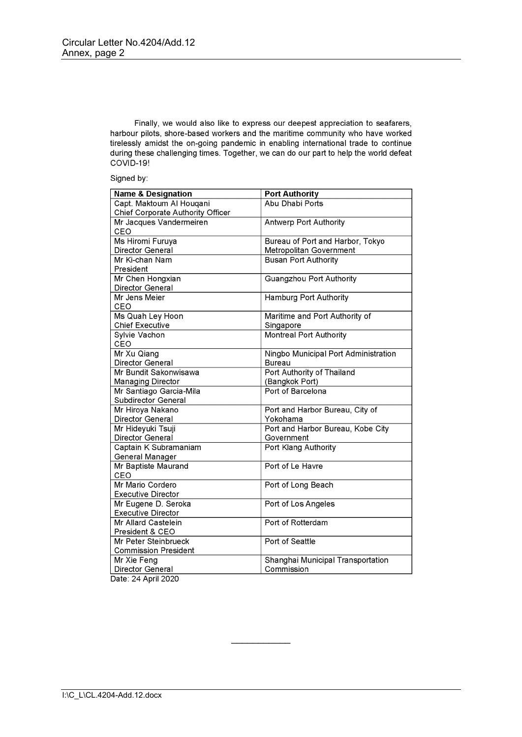Finally, we would also like to express our deepest appreciation to seafarers, harbour pilots, shore-based workers and the maritime community who have worked tirelessly amidst the on-going pandemic in enabling international trade to continue during these challenging times. Together, we can do our part to help the world defeat COVID-19!

Signed by:

| Name & Designation | Port Authority |
|---|---|
| Capt. Maktoum Al Houqani<br>Chief Corporate Authority Officer | Abu Dhabi Ports |
| Mr Jacques Vandermeiren<br>CEO | Antwerp Port Authority |
| Ms Hiromi Furuya<br>Director General | Bureau of Port and Harbor, Tokyo Metropolitan Government |
| Mr Ki-chan Nam<br>President | Busan Port Authority |
| Mr Chen Hongxian<br>Director General | Guangzhou Port Authority |
| Mr Jens Meier<br>CEO | Hamburg Port Authority |
| Ms Quah Ley Hoon<br>Chief Executive | Maritime and Port Authority of Singapore |
| Sylvie Vachon<br>CEO | Montreal Port Authority |
| Mr Xu Qiang<br>Director General | Ningbo Municipal Port Administration Bureau |
| Mr Bundit Sakonwisawa<br>Managing Director | Port Authority of Thailand (Bangkok Port) |
| Mr Santiago Garcia-Mila<br>Subdirector General | Port of Barcelona |
| Mr Hiroya Nakano<br>Director General | Port and Harbor Bureau, City of Yokohama |
| Mr Hideyuki Tsuji<br>Director General | Port and Harbor Bureau, Kobe City Government |
| Captain K Subramaniam<br>General Manager | Port Klang Authority |
| Mr Baptiste Maurand<br>CEO | Port of Le Havre |
| Mr Mario Cordero<br>Executive Director | Port of Long Beach |
| Mr Eugene D. Seroka<br>Executive Director | Port of Los Angeles |
| Mr Allard Castelein<br>President & CEO | Port of Rotterdam |
| Mr Peter Steinbrueck<br>Commission President | Port of Seattle |
| Mr Xie Feng<br>Director General | Shanghai Municipal Transportation Commission |

Date: 24 April 2020